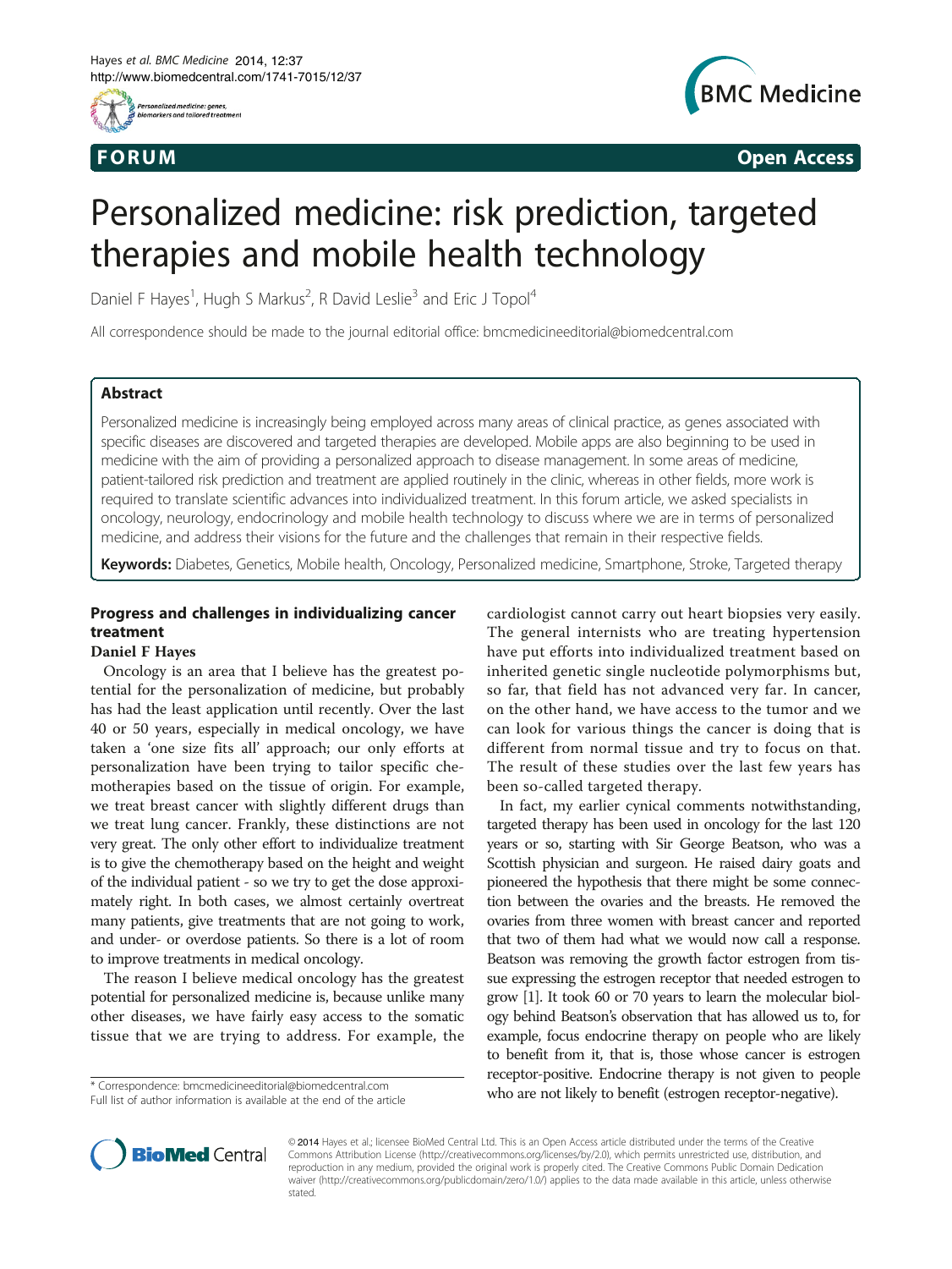# Personalized medicine: risk prediction, targeted therapies and mobile health technology

Daniel F Hayes[1], Hugh S Markus[2], R David Leslie[3] and Eric J Topol[4]

All correspondence should be made to the journal editorial office: bmcmedicineeditorial@biomedcentral.com

## Abstract

Personalized medicine is increasingly being employed across many areas of clinical practice, as genes associated with specific diseases are discovered and targeted therapies are developed. Mobile apps are also beginning to be used in medicine with the aim of providing a personalized approach to disease management. In some areas of medicine, patient-tailored risk prediction and treatment are applied routinely in the clinic, whereas in other fields, more work is required to translate scientific advances into individualized treatment. In this forum article, we asked specialists in oncology, neurology, endocrinology and mobile health technology to discuss where we are in terms of personalized medicine, and address their visions for the future and the challenges that remain in their respective fields.

**Keywords:** Diabetes, Genetics, Mobile health, Oncology, Personalized medicine, Smartphone, Stroke, Targeted therapy

## Progress and challenges in individualizing cancer treatment

### Daniel F Hayes

Oncology is an area that I believe has the greatest potential for the personalization of medicine, but probably has had the least application until recently. Over the last 40 or 50 years, especially in medical oncology, we have taken a 'one size fits all' approach; our only efforts at personalization have been trying to tailor specific chemotherapies based on the tissue of origin. For example, we treat breast cancer with slightly different drugs than we treat lung cancer. Frankly, these distinctions are not very great. The only other effort to individualize treatment is to give the chemotherapy based on the height and weight of the individual patient - so we try to get the dose approximately right. In both cases, we almost certainly overtreat many patients, give treatments that are not going to work, and under- or overdose patients. So there is a lot of room to improve treatments in medical oncology.

The reason I believe medical oncology has the greatest potential for personalized medicine is, because unlike many other diseases, we have fairly easy access to the somatic tissue that we are trying to address. For example, the cardiologist cannot carry out heart biopsies very easily. The general internists who are treating hypertension have put efforts into individualized treatment based on inherited genetic single nucleotide polymorphisms but, so far, that field has not advanced very far. In cancer, on the other hand, we have access to the tumor and we can look for various things the cancer is doing that is different from normal tissue and try to focus on that. The result of these studies over the last few years has been so-called targeted therapy.

In fact, my earlier cynical comments notwithstanding, targeted therapy has been used in oncology for the last 120 years or so, starting with Sir George Beatson, who was a Scottish physician and surgeon. He raised dairy goats and pioneered the hypothesis that there might be some connection between the ovaries and the breasts. He removed the ovaries from three women with breast cancer and reported that two of them had what we would now call a response. Beatson was removing the growth factor estrogen from tissue expressing the estrogen receptor that needed estrogen to grow [1]. It took 60 or 70 years to learn the molecular biology behind Beatson's observation that has allowed us to, for example, focus endocrine therapy on people who are likely to benefit from it, that is, those whose cancer is estrogen receptor-positive. Endocrine therapy is not given to people who are not likely to benefit (estrogen receptor-negative).

\* Correspondence: bmcmedicineeditorial@biomedcentral.com
Full list of author information is available at the end of the article

© 2014 Hayes et al.; licensee BioMed Central Ltd. This is an Open Access article distributed under the terms of the Creative Commons Attribution License (http://creativecommons.org/licenses/by/2.0), which permits unrestricted use, distribution, and reproduction in any medium, provided the original work is properly cited. The Creative Commons Public Domain Dedication waiver (http://creativecommons.org/publicdomain/zero/1.0/) applies to the data made available in this article, unless otherwise stated.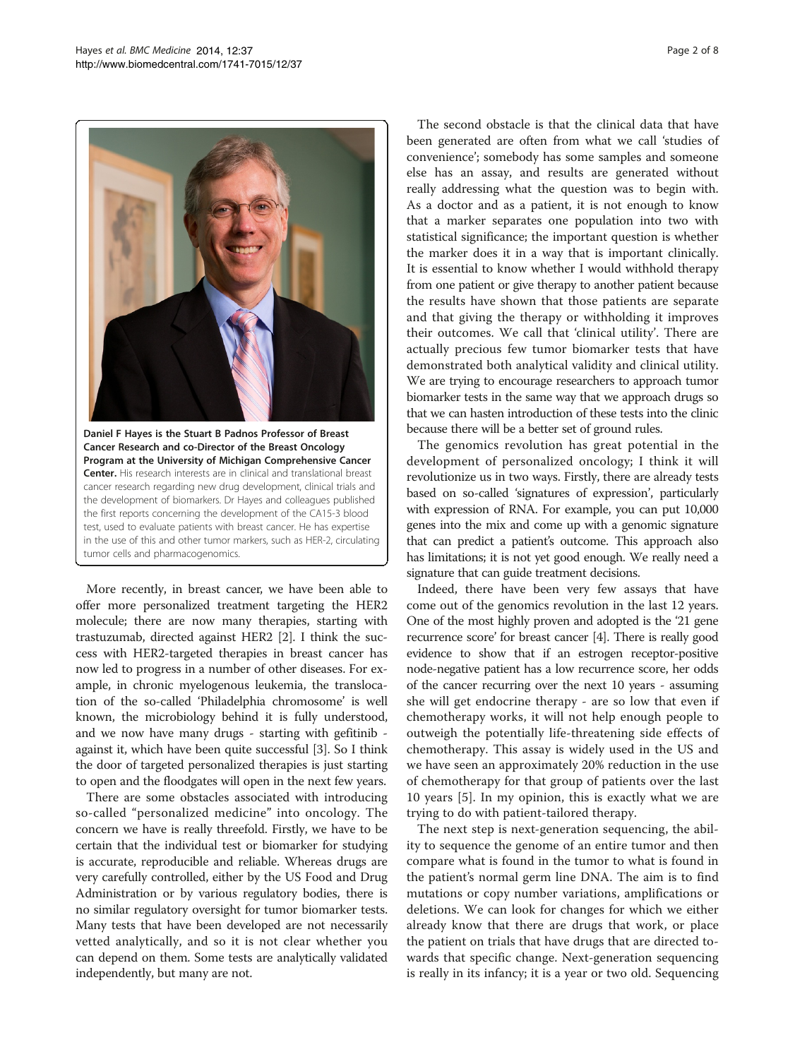**Daniel F Hayes is the Stuart B Padnos Professor of Breast Cancer Research and co-Director of the Breast Oncology Program at the University of Michigan Comprehensive Cancer Center.** His research interests are in clinical and translational breast cancer research regarding new drug development, clinical trials and the development of biomarkers. Dr Hayes and colleagues published the first reports concerning the development of the CA15-3 blood test, used to evaluate patients with breast cancer. He has expertise in the use of this and other tumor markers, such as HER-2, circulating tumor cells and pharmacogenomics.

More recently, in breast cancer, we have been able to offer more personalized treatment targeting the HER2 molecule; there are now many therapies, starting with trastuzumab, directed against HER2 [2]. I think the success with HER2-targeted therapies in breast cancer has now led to progress in a number of other diseases. For example, in chronic myelogenous leukemia, the translocation of the so-called 'Philadelphia chromosome' is well known, the microbiology behind it is fully understood, and we now have many drugs - starting with gefitinib - against it, which have been quite successful [3]. So I think the door of targeted personalized therapies is just starting to open and the floodgates will open in the next few years.

There are some obstacles associated with introducing so-called "personalized medicine" into oncology. The concern we have is really threefold. Firstly, we have to be certain that the individual test or biomarker for studying is accurate, reproducible and reliable. Whereas drugs are very carefully controlled, either by the US Food and Drug Administration or by various regulatory bodies, there is no similar regulatory oversight for tumor biomarker tests. Many tests that have been developed are not necessarily vetted analytically, and so it is not clear whether you can depend on them. Some tests are analytically validated independently, but many are not.

The second obstacle is that the clinical data that have been generated are often from what we call 'studies of convenience'; somebody has some samples and someone else has an assay, and results are generated without really addressing what the question was to begin with. As a doctor and as a patient, it is not enough to know that a marker separates one population into two with statistical significance; the important question is whether the marker does it in a way that is important clinically. It is essential to know whether I would withhold therapy from one patient or give therapy to another patient because the results have shown that those patients are separate and that giving the therapy or withholding it improves their outcomes. We call that 'clinical utility'. There are actually precious few tumor biomarker tests that have demonstrated both analytical validity and clinical utility. We are trying to encourage researchers to approach tumor biomarker tests in the same way that we approach drugs so that we can hasten introduction of these tests into the clinic because there will be a better set of ground rules.

The genomics revolution has great potential in the development of personalized oncology; I think it will revolutionize us in two ways. Firstly, there are already tests based on so-called 'signatures of expression', particularly with expression of RNA. For example, you can put 10,000 genes into the mix and come up with a genomic signature that can predict a patient's outcome. This approach also has limitations; it is not yet good enough. We really need a signature that can guide treatment decisions.

Indeed, there have been very few assays that have come out of the genomics revolution in the last 12 years. One of the most highly proven and adopted is the '21 gene recurrence score' for breast cancer [4]. There is really good evidence to show that if an estrogen receptor-positive node-negative patient has a low recurrence score, her odds of the cancer recurring over the next 10 years - assuming she will get endocrine therapy - are so low that even if chemotherapy works, it will not help enough people to outweigh the potentially life-threatening side effects of chemotherapy. This assay is widely used in the US and we have seen an approximately 20% reduction in the use of chemotherapy for that group of patients over the last 10 years [5]. In my opinion, this is exactly what we are trying to do with patient-tailored therapy.

The next step is next-generation sequencing, the ability to sequence the genome of an entire tumor and then compare what is found in the tumor to what is found in the patient's normal germ line DNA. The aim is to find mutations or copy number variations, amplifications or deletions. We can look for changes for which we either already know that there are drugs that work, or place the patient on trials that have drugs that are directed towards that specific change. Next-generation sequencing is really in its infancy; it is a year or two old. Sequencing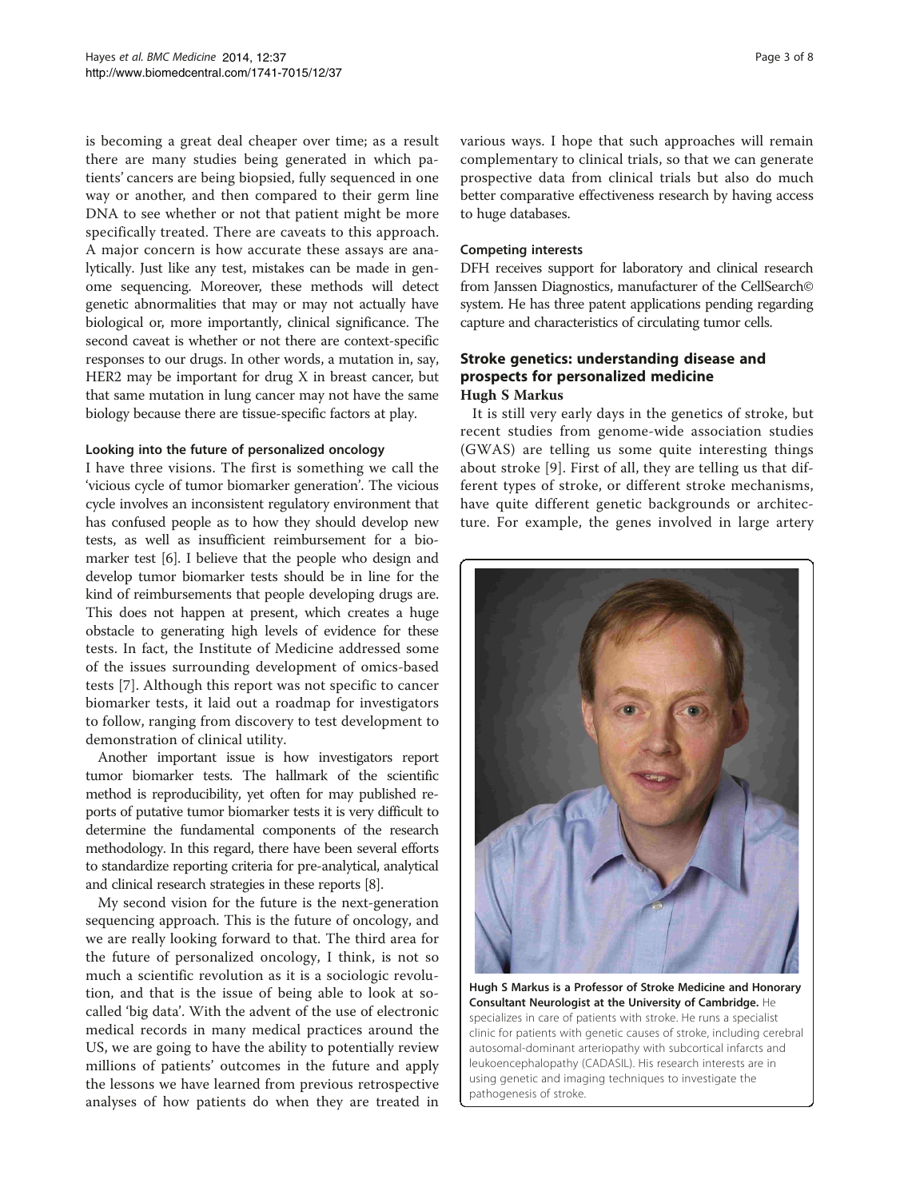is becoming a great deal cheaper over time; as a result there are many studies being generated in which patients' cancers are being biopsied, fully sequenced in one way or another, and then compared to their germ line DNA to see whether or not that patient might be more specifically treated. There are caveats to this approach. A major concern is how accurate these assays are analytically. Just like any test, mistakes can be made in genome sequencing. Moreover, these methods will detect genetic abnormalities that may or may not actually have biological or, more importantly, clinical significance. The second caveat is whether or not there are context-specific responses to our drugs. In other words, a mutation in, say, HER2 may be important for drug X in breast cancer, but that same mutation in lung cancer may not have the same biology because there are tissue-specific factors at play.

#### Looking into the future of personalized oncology

I have three visions. The first is something we call the 'vicious cycle of tumor biomarker generation'. The vicious cycle involves an inconsistent regulatory environment that has confused people as to how they should develop new tests, as well as insufficient reimbursement for a biomarker test [6]. I believe that the people who design and develop tumor biomarker tests should be in line for the kind of reimbursements that people developing drugs are. This does not happen at present, which creates a huge obstacle to generating high levels of evidence for these tests. In fact, the Institute of Medicine addressed some of the issues surrounding development of omics-based tests [7]. Although this report was not specific to cancer biomarker tests, it laid out a roadmap for investigators to follow, ranging from discovery to test development to demonstration of clinical utility.

Another important issue is how investigators report tumor biomarker tests. The hallmark of the scientific method is reproducibility, yet often for may published reports of putative tumor biomarker tests it is very difficult to determine the fundamental components of the research methodology. In this regard, there have been several efforts to standardize reporting criteria for pre-analytical, analytical and clinical research strategies in these reports [8].

My second vision for the future is the next-generation sequencing approach. This is the future of oncology, and we are really looking forward to that. The third area for the future of personalized oncology, I think, is not so much a scientific revolution as it is a sociologic revolution, and that is the issue of being able to look at so-called 'big data'. With the advent of the use of electronic medical records in many medical practices around the US, we are going to have the ability to potentially review millions of patients' outcomes in the future and apply the lessons we have learned from previous retrospective analyses of how patients do when they are treated in various ways. I hope that such approaches will remain complementary to clinical trials, so that we can generate prospective data from clinical trials but also do much better comparative effectiveness research by having access to huge databases.

#### Competing interests

DFH receives support for laboratory and clinical research from Janssen Diagnostics, manufacturer of the CellSearch© system. He has three patent applications pending regarding capture and characteristics of circulating tumor cells.

### Stroke genetics: understanding disease and prospects for personalized medicine

**Hugh S Markus**

It is still very early days in the genetics of stroke, but recent studies from genome-wide association studies (GWAS) are telling us some quite interesting things about stroke [9]. First of all, they are telling us that different types of stroke, or different stroke mechanisms, have quite different genetic backgrounds or architecture. For example, the genes involved in large artery

**Hugh S Markus is a Professor of Stroke Medicine and Honorary Consultant Neurologist at the University of Cambridge.** He specializes in care of patients with stroke. He runs a specialist clinic for patients with genetic causes of stroke, including cerebral autosomal-dominant arteriopathy with subcortical infarcts and leukoencephalopathy (CADASIL). His research interests are in using genetic and imaging techniques to investigate the pathogenesis of stroke.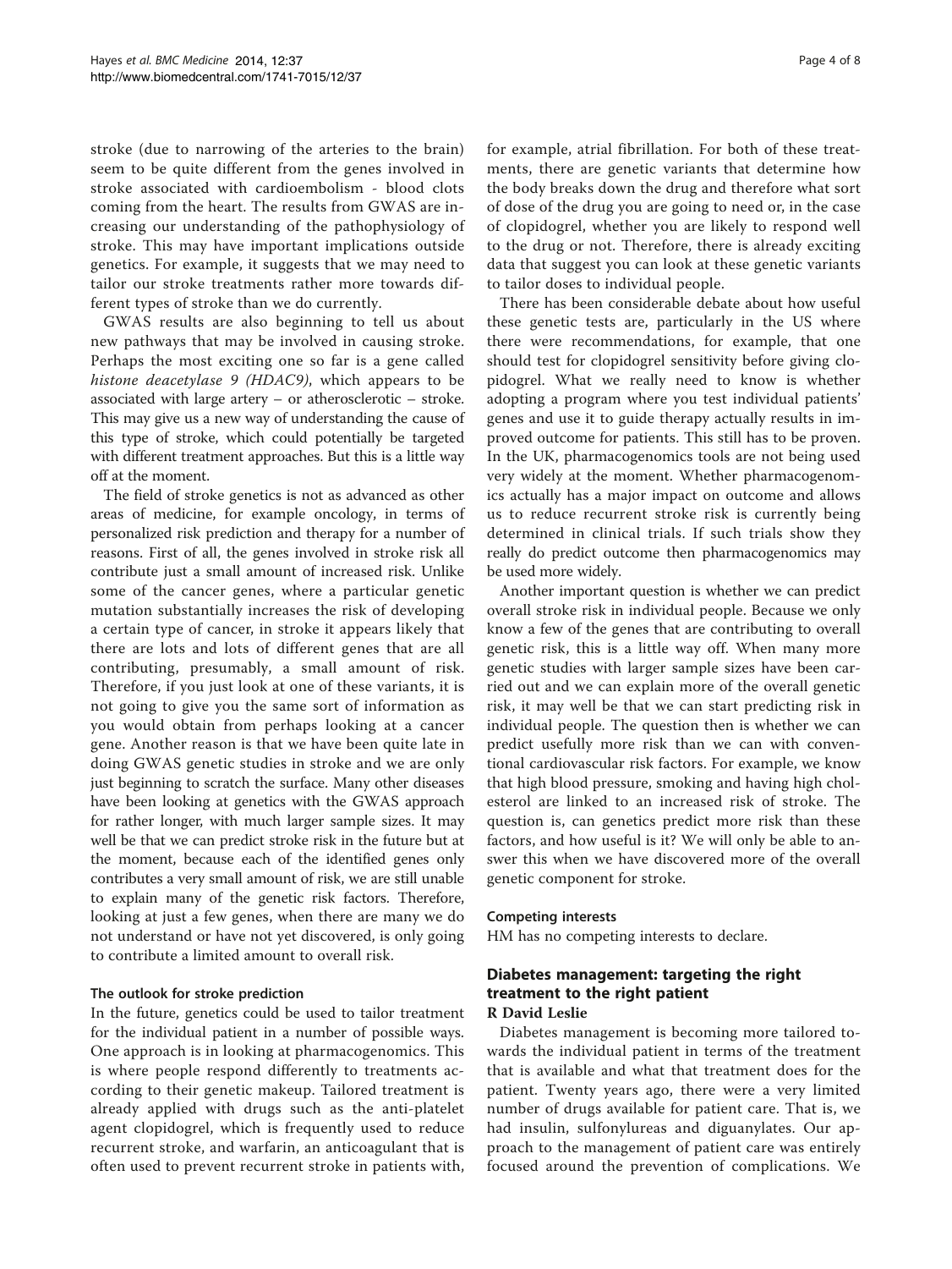stroke (due to narrowing of the arteries to the brain) seem to be quite different from the genes involved in stroke associated with cardioembolism - blood clots coming from the heart. The results from GWAS are increasing our understanding of the pathophysiology of stroke. This may have important implications outside genetics. For example, it suggests that we may need to tailor our stroke treatments rather more towards different types of stroke than we do currently.

GWAS results are also beginning to tell us about new pathways that may be involved in causing stroke. Perhaps the most exciting one so far is a gene called *histone deacetylase 9 (HDAC9)*, which appears to be associated with large artery – or atherosclerotic – stroke. This may give us a new way of understanding the cause of this type of stroke, which could potentially be targeted with different treatment approaches. But this is a little way off at the moment.

The field of stroke genetics is not as advanced as other areas of medicine, for example oncology, in terms of personalized risk prediction and therapy for a number of reasons. First of all, the genes involved in stroke risk all contribute just a small amount of increased risk. Unlike some of the cancer genes, where a particular genetic mutation substantially increases the risk of developing a certain type of cancer, in stroke it appears likely that there are lots and lots of different genes that are all contributing, presumably, a small amount of risk. Therefore, if you just look at one of these variants, it is not going to give you the same sort of information as you would obtain from perhaps looking at a cancer gene. Another reason is that we have been quite late in doing GWAS genetic studies in stroke and we are only just beginning to scratch the surface. Many other diseases have been looking at genetics with the GWAS approach for rather longer, with much larger sample sizes. It may well be that we can predict stroke risk in the future but at the moment, because each of the identified genes only contributes a very small amount of risk, we are still unable to explain many of the genetic risk factors. Therefore, looking at just a few genes, when there are many we do not understand or have not yet discovered, is only going to contribute a limited amount to overall risk.

#### The outlook for stroke prediction

In the future, genetics could be used to tailor treatment for the individual patient in a number of possible ways. One approach is in looking at pharmacogenomics. This is where people respond differently to treatments according to their genetic makeup. Tailored treatment is already applied with drugs such as the anti-platelet agent clopidogrel, which is frequently used to reduce recurrent stroke, and warfarin, an anticoagulant that is often used to prevent recurrent stroke in patients with, for example, atrial fibrillation. For both of these treatments, there are genetic variants that determine how the body breaks down the drug and therefore what sort of dose of the drug you are going to need or, in the case of clopidogrel, whether you are likely to respond well to the drug or not. Therefore, there is already exciting data that suggest you can look at these genetic variants to tailor doses to individual people.

There has been considerable debate about how useful these genetic tests are, particularly in the US where there were recommendations, for example, that one should test for clopidogrel sensitivity before giving clopidogrel. What we really need to know is whether adopting a program where you test individual patients' genes and use it to guide therapy actually results in improved outcome for patients. This still has to be proven. In the UK, pharmacogenomics tools are not being used very widely at the moment. Whether pharmacogenomics actually has a major impact on outcome and allows us to reduce recurrent stroke risk is currently being determined in clinical trials. If such trials show they really do predict outcome then pharmacogenomics may be used more widely.

Another important question is whether we can predict overall stroke risk in individual people. Because we only know a few of the genes that are contributing to overall genetic risk, this is a little way off. When many more genetic studies with larger sample sizes have been carried out and we can explain more of the overall genetic risk, it may well be that we can start predicting risk in individual people. The question then is whether we can predict usefully more risk than we can with conventional cardiovascular risk factors. For example, we know that high blood pressure, smoking and having high cholesterol are linked to an increased risk of stroke. The question is, can genetics predict more risk than these factors, and how useful is it? We will only be able to answer this when we have discovered more of the overall genetic component for stroke.

#### Competing interests

HM has no competing interests to declare.

## Diabetes management: targeting the right treatment to the right patient

**R David Leslie**

Diabetes management is becoming more tailored towards the individual patient in terms of the treatment that is available and what that treatment does for the patient. Twenty years ago, there were a very limited number of drugs available for patient care. That is, we had insulin, sulfonylureas and diguanylates. Our approach to the management of patient care was entirely focused around the prevention of complications. We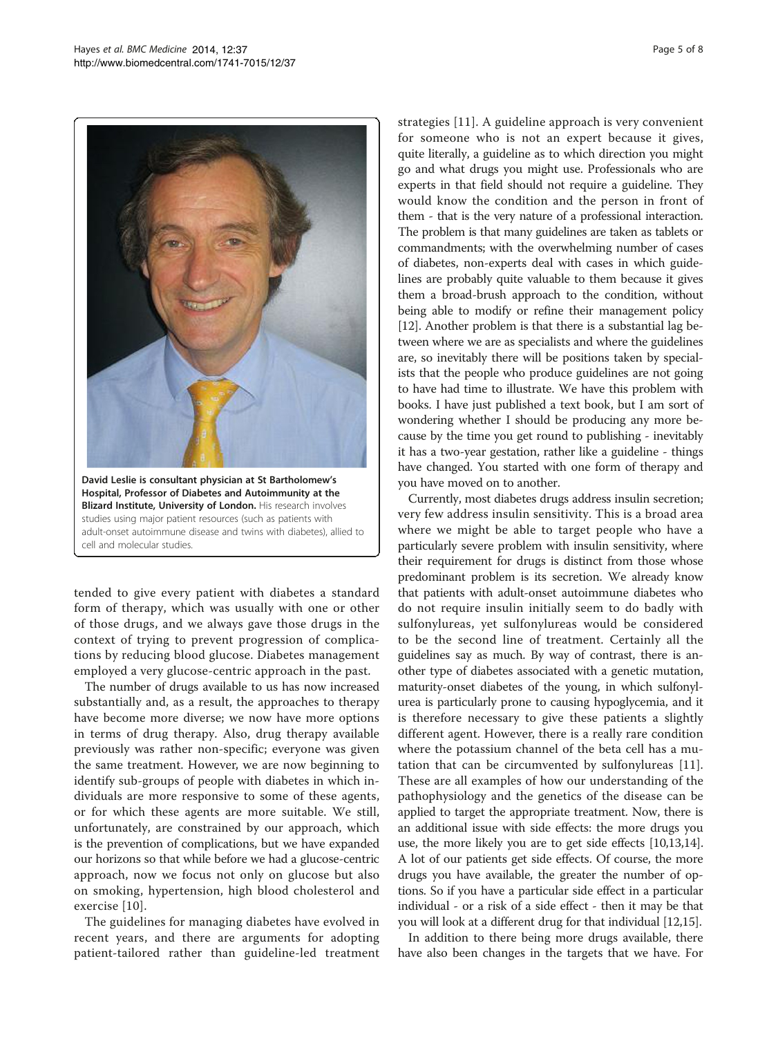**David Leslie is consultant physician at St Bartholomew's Hospital, Professor of Diabetes and Autoimmunity at the Blizard Institute, University of London.** His research involves studies using major patient resources (such as patients with adult-onset autoimmune disease and twins with diabetes), allied to cell and molecular studies.

tended to give every patient with diabetes a standard form of therapy, which was usually with one or other of those drugs, and we always gave those drugs in the context of trying to prevent progression of complications by reducing blood glucose. Diabetes management employed a very glucose-centric approach in the past.

The number of drugs available to us has now increased substantially and, as a result, the approaches to therapy have become more diverse; we now have more options in terms of drug therapy. Also, drug therapy available previously was rather non-specific; everyone was given the same treatment. However, we are now beginning to identify sub-groups of people with diabetes in which individuals are more responsive to some of these agents, or for which these agents are more suitable. We still, unfortunately, are constrained by our approach, which is the prevention of complications, but we have expanded our horizons so that while before we had a glucose-centric approach, now we focus not only on glucose but also on smoking, hypertension, high blood cholesterol and exercise [10].

The guidelines for managing diabetes have evolved in recent years, and there are arguments for adopting patient-tailored rather than guideline-led treatment strategies [11]. A guideline approach is very convenient for someone who is not an expert because it gives, quite literally, a guideline as to which direction you might go and what drugs you might use. Professionals who are experts in that field should not require a guideline. They would know the condition and the person in front of them - that is the very nature of a professional interaction. The problem is that many guidelines are taken as tablets or commandments; with the overwhelming number of cases of diabetes, non-experts deal with cases in which guidelines are probably quite valuable to them because it gives them a broad-brush approach to the condition, without being able to modify or refine their management policy [12]. Another problem is that there is a substantial lag between where we are as specialists and where the guidelines are, so inevitably there will be positions taken by specialists that the people who produce guidelines are not going to have had time to illustrate. We have this problem with books. I have just published a text book, but I am sort of wondering whether I should be producing any more because by the time you get round to publishing - inevitably it has a two-year gestation, rather like a guideline - things have changed. You started with one form of therapy and you have moved on to another.

Currently, most diabetes drugs address insulin secretion; very few address insulin sensitivity. This is a broad area where we might be able to target people who have a particularly severe problem with insulin sensitivity, where their requirement for drugs is distinct from those whose predominant problem is its secretion. We already know that patients with adult-onset autoimmune diabetes who do not require insulin initially seem to do badly with sulfonylureas, yet sulfonylureas would be considered to be the second line of treatment. Certainly all the guidelines say as much. By way of contrast, there is another type of diabetes associated with a genetic mutation, maturity-onset diabetes of the young, in which sulfonylurea is particularly prone to causing hypoglycemia, and it is therefore necessary to give these patients a slightly different agent. However, there is a really rare condition where the potassium channel of the beta cell has a mutation that can be circumvented by sulfonylureas [11]. These are all examples of how our understanding of the pathophysiology and the genetics of the disease can be applied to target the appropriate treatment. Now, there is an additional issue with side effects: the more drugs you use, the more likely you are to get side effects [10,13,14]. A lot of our patients get side effects. Of course, the more drugs you have available, the greater the number of options. So if you have a particular side effect in a particular individual - or a risk of a side effect - then it may be that you will look at a different drug for that individual [12,15].

In addition to there being more drugs available, there have also been changes in the targets that we have. For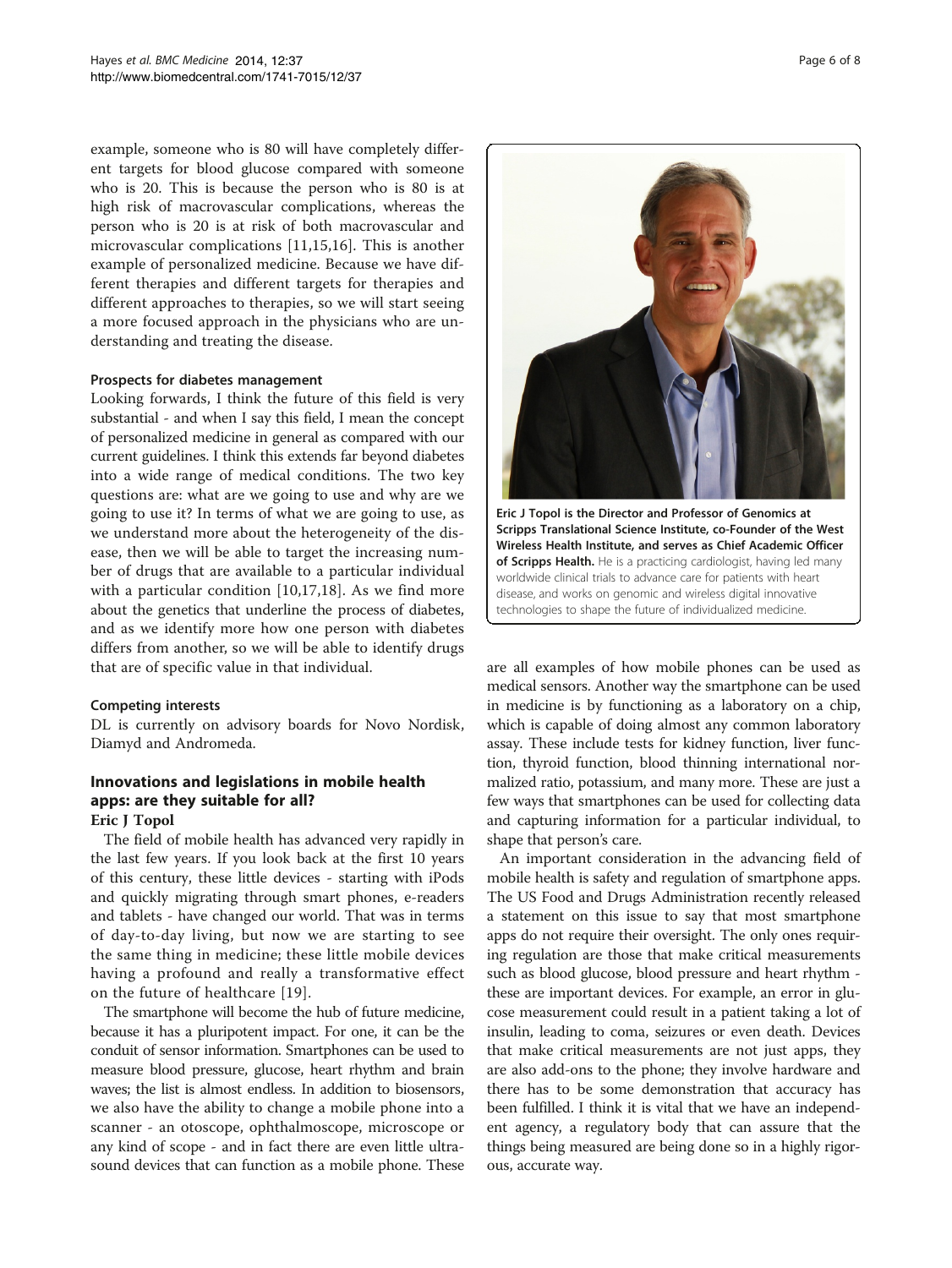example, someone who is 80 will have completely different targets for blood glucose compared with someone who is 20. This is because the person who is 80 is at high risk of macrovascular complications, whereas the person who is 20 is at risk of both macrovascular and microvascular complications [11,15,16]. This is another example of personalized medicine. Because we have different therapies and different targets for therapies and different approaches to therapies, so we will start seeing a more focused approach in the physicians who are understanding and treating the disease.

#### Prospects for diabetes management

Looking forwards, I think the future of this field is very substantial - and when I say this field, I mean the concept of personalized medicine in general as compared with our current guidelines. I think this extends far beyond diabetes into a wide range of medical conditions. The two key questions are: what are we going to use and why are we going to use it? In terms of what we are going to use, as we understand more about the heterogeneity of the disease, then we will be able to target the increasing number of drugs that are available to a particular individual with a particular condition [10,17,18]. As we find more about the genetics that underline the process of diabetes, and as we identify more how one person with diabetes differs from another, so we will be able to identify drugs that are of specific value in that individual.

#### Competing interests

DL is currently on advisory boards for Novo Nordisk, Diamyd and Andromeda.

## Innovations and legislations in mobile health apps: are they suitable for all?

### Eric J Topol

The field of mobile health has advanced very rapidly in the last few years. If you look back at the first 10 years of this century, these little devices - starting with iPods and quickly migrating through smart phones, e-readers and tablets - have changed our world. That was in terms of day-to-day living, but now we are starting to see the same thing in medicine; these little mobile devices having a profound and really a transformative effect on the future of healthcare [19].

The smartphone will become the hub of future medicine, because it has a pluripotent impact. For one, it can be the conduit of sensor information. Smartphones can be used to measure blood pressure, glucose, heart rhythm and brain waves; the list is almost endless. In addition to biosensors, we also have the ability to change a mobile phone into a scanner - an otoscope, ophthalmoscope, microscope or any kind of scope - and in fact there are even little ultrasound devices that can function as a mobile phone. These are all examples of how mobile phones can be used as medical sensors. Another way the smartphone can be used in medicine is by functioning as a laboratory on a chip, which is capable of doing almost any common laboratory assay. These include tests for kidney function, liver function, thyroid function, blood thinning international normalized ratio, potassium, and many more. These are just a few ways that smartphones can be used for collecting data and capturing information for a particular individual, to shape that person's care.

**Eric J Topol is the Director and Professor of Genomics at Scripps Translational Science Institute, co-Founder of the West Wireless Health Institute, and serves as Chief Academic Officer of Scripps Health.** He is a practicing cardiologist, having led many worldwide clinical trials to advance care for patients with heart disease, and works on genomic and wireless digital innovative technologies to shape the future of individualized medicine.

An important consideration in the advancing field of mobile health is safety and regulation of smartphone apps. The US Food and Drugs Administration recently released a statement on this issue to say that most smartphone apps do not require their oversight. The only ones requiring regulation are those that make critical measurements such as blood glucose, blood pressure and heart rhythm - these are important devices. For example, an error in glucose measurement could result in a patient taking a lot of insulin, leading to coma, seizures or even death. Devices that make critical measurements are not just apps, they are also add-ons to the phone; they involve hardware and there has to be some demonstration that accuracy has been fulfilled. I think it is vital that we have an independent agency, a regulatory body that can assure that the things being measured are being done so in a highly rigorous, accurate way.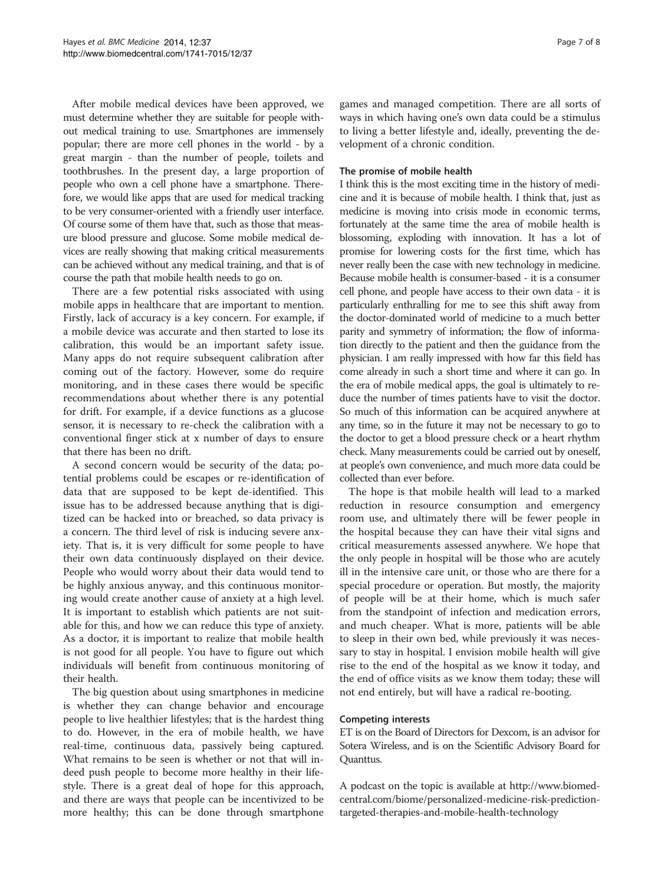After mobile medical devices have been approved, we must determine whether they are suitable for people without medical training to use. Smartphones are immensely popular; there are more cell phones in the world - by a great margin - than the number of people, toilets and toothbrushes. In the present day, a large proportion of people who own a cell phone have a smartphone. Therefore, we would like apps that are used for medical tracking to be very consumer-oriented with a friendly user interface. Of course some of them have that, such as those that measure blood pressure and glucose. Some mobile medical devices are really showing that making critical measurements can be achieved without any medical training, and that is of course the path that mobile health needs to go on.

There are a few potential risks associated with using mobile apps in healthcare that are important to mention. Firstly, lack of accuracy is a key concern. For example, if a mobile device was accurate and then started to lose its calibration, this would be an important safety issue. Many apps do not require subsequent calibration after coming out of the factory. However, some do require monitoring, and in these cases there would be specific recommendations about whether there is any potential for drift. For example, if a device functions as a glucose sensor, it is necessary to re-check the calibration with a conventional finger stick at x number of days to ensure that there has been no drift.

A second concern would be security of the data; potential problems could be escapes or re-identification of data that are supposed to be kept de-identified. This issue has to be addressed because anything that is digitized can be hacked into or breached, so data privacy is a concern. The third level of risk is inducing severe anxiety. That is, it is very difficult for some people to have their own data continuously displayed on their device. People who would worry about their data would tend to be highly anxious anyway, and this continuous monitoring would create another cause of anxiety at a high level. It is important to establish which patients are not suitable for this, and how we can reduce this type of anxiety. As a doctor, it is important to realize that mobile health is not good for all people. You have to figure out which individuals will benefit from continuous monitoring of their health.

The big question about using smartphones in medicine is whether they can change behavior and encourage people to live healthier lifestyles; that is the hardest thing to do. However, in the era of mobile health, we have real-time, continuous data, passively being captured. What remains to be seen is whether or not that will indeed push people to become more healthy in their lifestyle. There is a great deal of hope for this approach, and there are ways that people can be incentivized to be more healthy; this can be done through smartphone games and managed competition. There are all sorts of ways in which having one's own data could be a stimulus to living a better lifestyle and, ideally, preventing the development of a chronic condition.

### The promise of mobile health

I think this is the most exciting time in the history of medicine and it is because of mobile health. I think that, just as medicine is moving into crisis mode in economic terms, fortunately at the same time the area of mobile health is blossoming, exploding with innovation. It has a lot of promise for lowering costs for the first time, which has never really been the case with new technology in medicine. Because mobile health is consumer-based - it is a consumer cell phone, and people have access to their own data - it is particularly enthralling for me to see this shift away from the doctor-dominated world of medicine to a much better parity and symmetry of information; the flow of information directly to the patient and then the guidance from the physician. I am really impressed with how far this field has come already in such a short time and where it can go. In the era of mobile medical apps, the goal is ultimately to reduce the number of times patients have to visit the doctor. So much of this information can be acquired anywhere at any time, so in the future it may not be necessary to go to the doctor to get a blood pressure check or a heart rhythm check. Many measurements could be carried out by oneself, at people's own convenience, and much more data could be collected than ever before.

The hope is that mobile health will lead to a marked reduction in resource consumption and emergency room use, and ultimately there will be fewer people in the hospital because they can have their vital signs and critical measurements assessed anywhere. We hope that the only people in hospital will be those who are acutely ill in the intensive care unit, or those who are there for a special procedure or operation. But mostly, the majority of people will be at their home, which is much safer from the standpoint of infection and medication errors, and much cheaper. What is more, patients will be able to sleep in their own bed, while previously it was necessary to stay in hospital. I envision mobile health will give rise to the end of the hospital as we know it today, and the end of office visits as we know them today; these will not end entirely, but will have a radical re-booting.

### Competing interests

ET is on the Board of Directors for Dexcom, is an advisor for Sotera Wireless, and is on the Scientific Advisory Board for Quanttus.

A podcast on the topic is available at http://www.biomedcentral.com/biome/personalized-medicine-risk-prediction-targeted-therapies-and-mobile-health-technology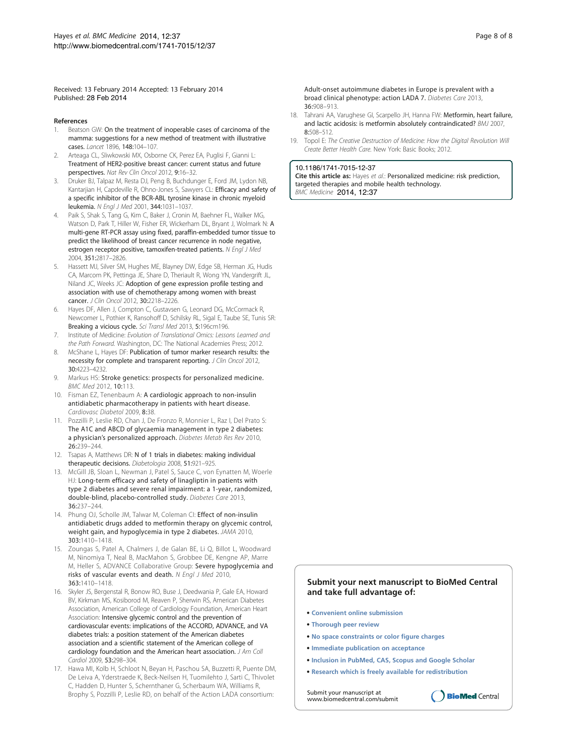Received: 13 February 2014 Accepted: 13 February 2014
Published: 28 Feb 2014

## References

1. Beatson GW: On the treatment of inoperable cases of carcinoma of the mamma: suggestions for a new method of treatment with illustrative cases. *Lancet* 1896, **148:**104–107.
2. Arteaga CL, Sliwkowski MX, Osborne CK, Perez EA, Puglisi F, Gianni L: Treatment of HER2-positive breast cancer: current status and future perspectives. *Nat Rev Clin Oncol* 2012, **9:**16–32.
3. Druker BJ, Talpaz M, Resta DJ, Peng B, Buchdunger E, Ford JM, Lydon NB, Kantarjian H, Capdeville R, Ohno-Jones S, Sawyers CL: Efficacy and safety of a specific inhibitor of the BCR-ABL tyrosine kinase in chronic myeloid leukemia. *N Engl J Med* 2001, **344:**1031–1037.
4. Paik S, Shak S, Tang G, Kim C, Baker J, Cronin M, Baehner FL, Walker MG, Watson D, Park T, Hiller W, Fisher ER, Wickerham DL, Bryant J, Wolmark N: A multi-gene RT-PCR assay using fixed, paraffin-embedded tumor tissue to predict the likelihood of breast cancer recurrence in node negative, estrogen receptor positive, tamoxifen-treated patients. *N Engl J Med* 2004, **351:**2817–2826.
5. Hassett MJ, Silver SM, Hughes ME, Blayney DW, Edge SB, Herman JG, Hudis CA, Marcom PK, Pettinga JE, Share D, Theriault R, Wong YN, Vandergrift JL, Niland JC, Weeks JC: Adoption of gene expression profile testing and association with use of chemotherapy among women with breast cancer. *J Clin Oncol* 2012, **30:**2218–2226.
6. Hayes DF, Allen J, Compton C, Gustavsen G, Leonard DG, McCormack R, Newcomer L, Pothier K, Ransohoff D, Schilsky RL, Sigal E, Taube SE, Tunis SR: Breaking a vicious cycle. *Sci Transl Med* 2013, **5:**196cm196.
7. Institute of Medicine: *Evolution of Translational Omics: Lessons Learned and the Path Forward.* Washington, DC: The National Academies Press; 2012.
8. McShane L, Hayes DF: Publication of tumor marker research results: the necessity for complete and transparent reporting. *J Clin Oncol* 2012, **30:**4223–4232.
9. Markus HS: Stroke genetics: prospects for personalized medicine. *BMC Med* 2012, **10:**113.
10. Fisman EZ, Tenenbaum A: A cardiologic approach to non-insulin antidiabetic pharmacotherapy in patients with heart disease. *Cardiovasc Diabetol* 2009, **8:**38.
11. Pozzilli P, Leslie RD, Chan J, De Fronzo R, Monnier L, Raz I, Del Prato S: The A1C and ABCD of glycaemia management in type 2 diabetes: a physician's personalized approach. *Diabetes Metab Res Rev* 2010, **26:**239–244.
12. Tsapas A, Matthews DR: N of 1 trials in diabetes: making individual therapeutic decisions. *Diabetologia* 2008, **51:**921–925.
13. McGill JB, Sloan L, Newman J, Patel S, Sauce C, von Eynatten M, Woerle HJ: Long-term efficacy and safety of linagliptin in patients with type 2 diabetes and severe renal impairment: a 1-year, randomized, double-blind, placebo-controlled study. *Diabetes Care* 2013, **36:**237–244.
14. Phung OJ, Scholle JM, Talwar M, Coleman CI: Effect of non-insulin antidiabetic drugs added to metformin therapy on glycemic control, weight gain, and hypoglycemia in type 2 diabetes. *JAMA* 2010, **303:**1410–1418.
15. Zoungas S, Patel A, Chalmers J, de Galan BE, Li Q, Billot L, Woodward M, Ninomiya T, Neal B, MacMahon S, Grobbee DE, Kengne AP, Marre M, Heller S, ADVANCE Collaborative Group: Severe hypoglycemia and risks of vascular events and death. *N Engl J Med* 2010, **363:**1410–1418.
16. Skyler JS, Bergenstal R, Bonow RO, Buse J, Deedwania P, Gale EA, Howard BV, Kirkman MS, Kosiborod M, Reaven P, Sherwin RS, American Diabetes Association, American College of Cardiology Foundation, American Heart Association: Intensive glycemic control and the prevention of cardiovascular events: implications of the ACCORD, ADVANCE, and VA diabetes trials: a position statement of the American diabetes association and a scientific statement of the American college of cardiology foundation and the American heart association. *J Am Coll Cardiol* 2009, **53:**298–304.
17. Hawa MI, Kolb H, Schloot N, Beyan H, Paschou SA, Buzzetti R, Puente DM, De Leiva A, Yderstraede K, Beck-Neilsen H, Tuomilehto J, Sarti C, Thivolet C, Hadden D, Hunter S, Schernthaner G, Scherbaum WA, Williams R, Brophy S, Pozzilli P, Leslie RD, on behalf of the Action LADA consortium: Adult-onset autoimmune diabetes in Europe is prevalent with a broad clinical phenotype: action LADA 7. *Diabetes Care* 2013, **36:**908–913.
18. Tahrani AA, Varughese GI, Scarpello JH, Hanna FW: Metformin, heart failure, and lactic acidosis: is metformin absolutely contraindicated? *BMJ* 2007, **8:**508–512.
19. Topol E: *The Creative Destruction of Medicine: How the Digital Revolution Will Create Better Health Care.* New York: Basic Books; 2012.

10.1186/1741-7015-12-37
**Cite this article as:** Hayes *et al.*: Personalized medicine: risk prediction, targeted therapies and mobile health technology. *BMC Medicine* 2014, 12:37

**Submit your next manuscript to BioMed Central and take full advantage of:**

- **Convenient online submission**
- **Thorough peer review**
- **No space constraints or color figure charges**
- **Immediate publication on acceptance**
- **Inclusion in PubMed, CAS, Scopus and Google Scholar**
- **Research which is freely available for redistribution**

Submit your manuscript at
www.biomedcentral.com/submit